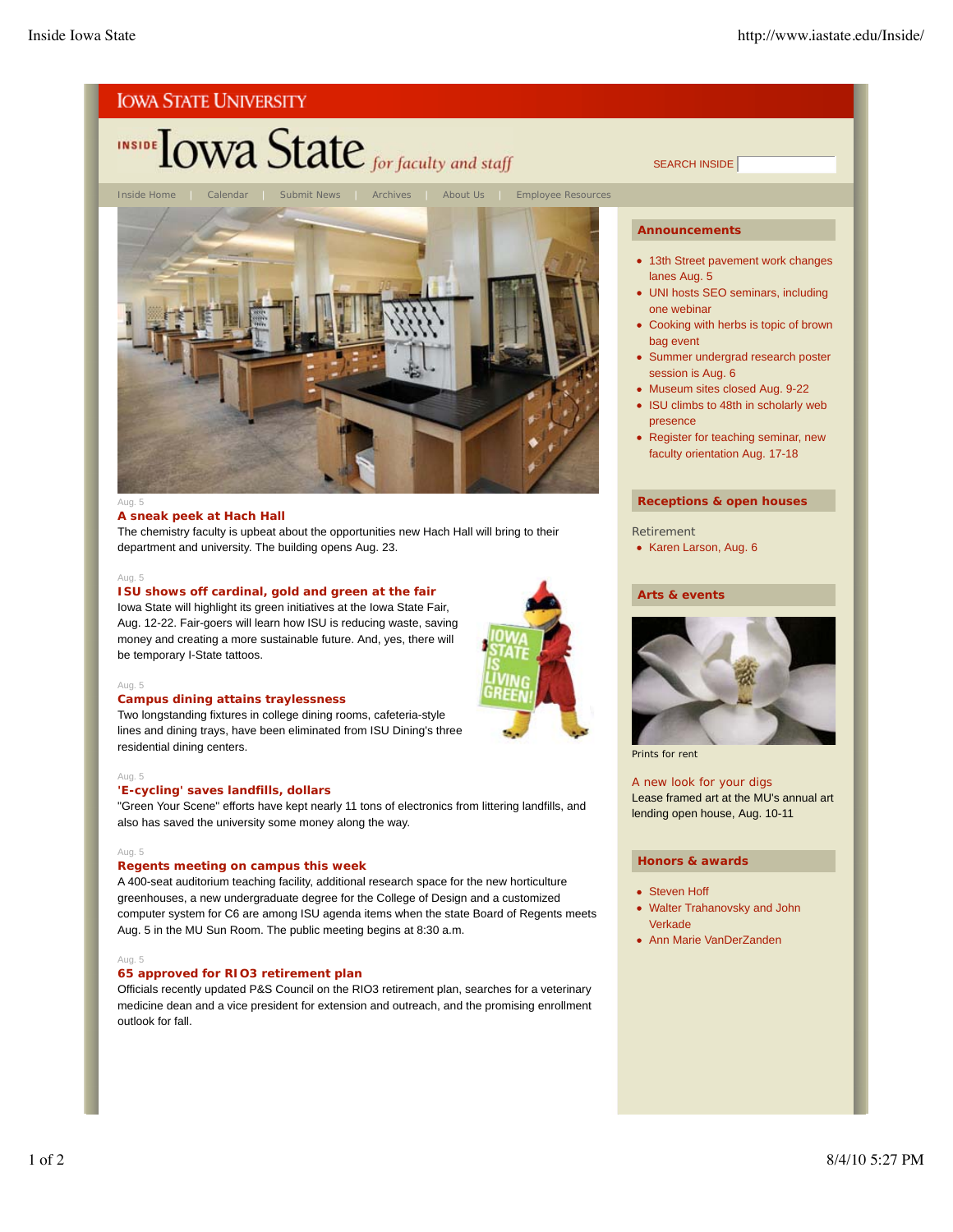IOWA STATE UNIVERSITY

# INSIDE Iowa State *for faculty and staff*

SEARCH INSIDE

Inside Home | Calendar | Submit News | Archives | About Us | Employee Resources

Aug. 5

**A sneak peek at Hach Hall**

The chemistry faculty is upbeat about the opportunities new Hach Hall will bring to their department and university. The building opens Aug. 23.

Aug. 5

**ISU shows off cardinal, gold and green at the fair**

Iowa State will highlight its green initiatives at the Iowa State Fair, Aug. 12-22. Fair-goers will learn how ISU is reducing waste, saving money and creating a more sustainable future. And, yes, there will be temporary I-State tattoos.

Aug. 5

**Campus dining attains traylessness**

Two longstanding fixtures in college dining rooms, cafeteria-style lines and dining trays, have been eliminated from ISU Dining's three residential dining centers.

Aug. 5

**'E-cycling' saves landfills, dollars**

"Green Your Scene" efforts have kept nearly 11 tons of electronics from littering landfills, and also has saved the university some money along the way.

Aug. 5

**Regents meeting on campus this week**

A 400-seat auditorium teaching facility, additional research space for the new horticulture greenhouses, a new undergraduate degree for the College of Design and a customized computer system for C6 are among ISU agenda items when the state Board of Regents meets Aug. 5 in the MU Sun Room. The public meeting begins at 8:30 a.m.

Aug. 5

**65 approved for RIO3 retirement plan**

Officials recently updated P&S Council on the RIO3 retirement plan, searches for a veterinary medicine dean and a vice president for extension and outreach, and the promising enrollment outlook for fall.

## Announcements

- 13th Street pavement work changes lanes Aug. 5
- UNI hosts SEO seminars, including one webinar
- Cooking with herbs is topic of brown bag event
- Summer undergrad research poster session is Aug. 6
- Museum sites closed Aug. 9-22
- ISU climbs to 48th in scholarly web presence
- Register for teaching seminar, new faculty orientation Aug. 17-18

## Receptions & open houses

Retirement

- Karen Larson, Aug. 6

## Arts & events

Prints for rent

A new look for your digs

Lease framed art at the MU's annual art lending open house, Aug. 10-11

## Honors & awards

- Steven Hoff
- Walter Trahanovsky and John Verkade
- Ann Marie VanDerZanden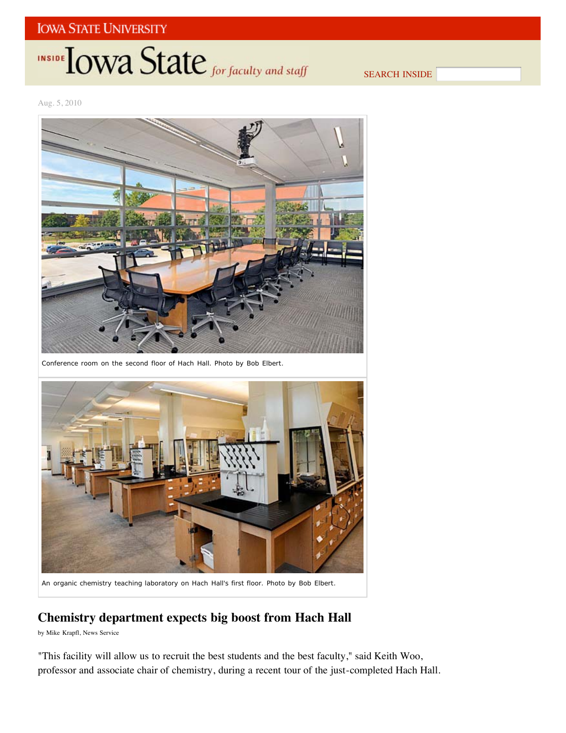IOWA STATE UNIVERSITY

INSIDE Iowa State *for faculty and staff*

SEARCH INSIDE

Aug. 5, 2010

Conference room on the second floor of Hach Hall. Photo by Bob Elbert.

An organic chemistry teaching laboratory on Hach Hall's first floor. Photo by Bob Elbert.

## Chemistry department expects big boost from Hach Hall

by Mike Krapfl, News Service

"This facility will allow us to recruit the best students and the best faculty," said Keith Woo, professor and associate chair of chemistry, during a recent tour of the just-completed Hach Hall.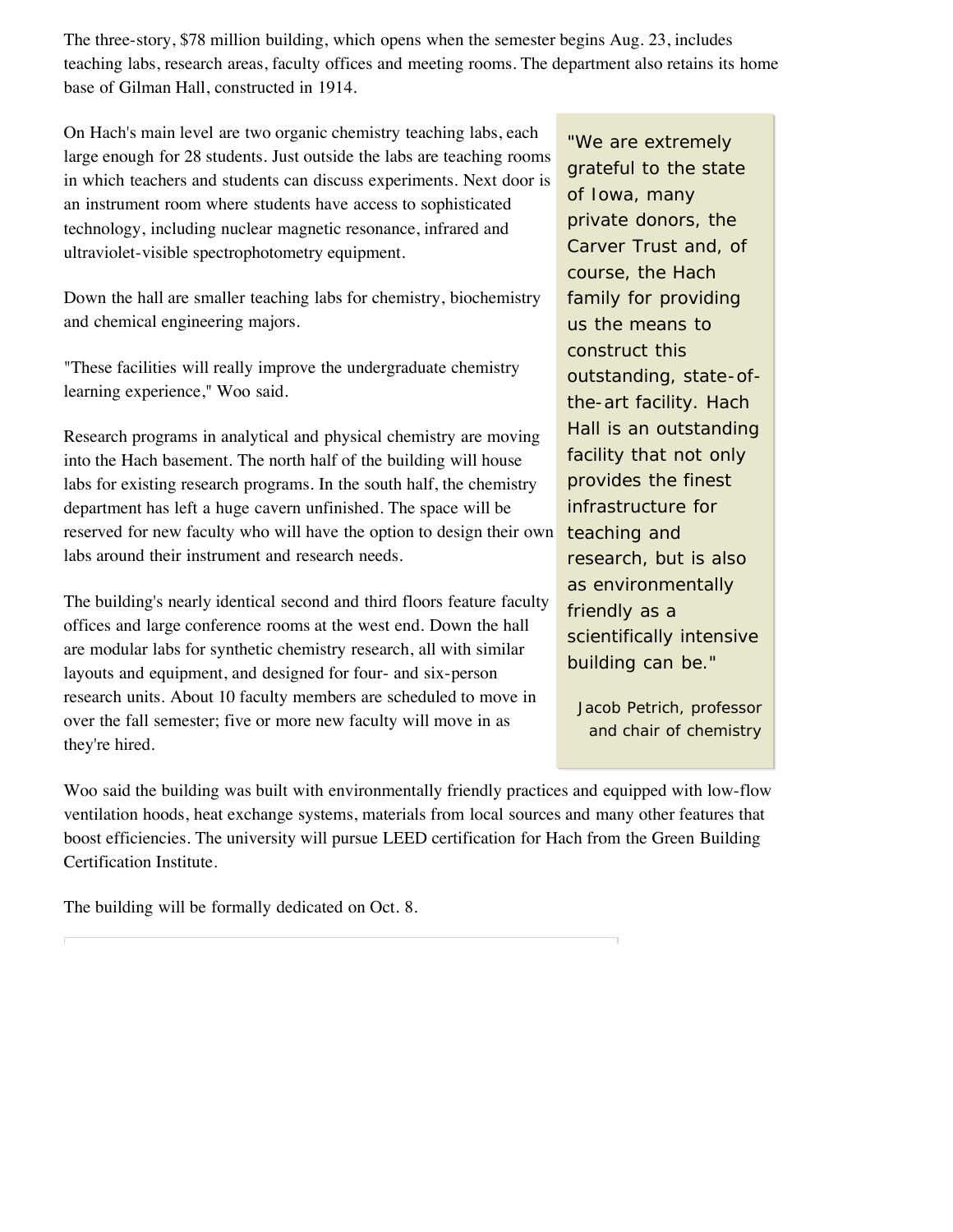The three-story, $78 million building, which opens when the semester begins Aug. 23, includes teaching labs, research areas, faculty offices and meeting rooms. The department also retains its home base of Gilman Hall, constructed in 1914.

On Hach's main level are two organic chemistry teaching labs, each large enough for 28 students. Just outside the labs are teaching rooms in which teachers and students can discuss experiments. Next door is an instrument room where students have access to sophisticated technology, including nuclear magnetic resonance, infrared and ultraviolet-visible spectrophotometry equipment.

Down the hall are smaller teaching labs for chemistry, biochemistry and chemical engineering majors.

"These facilities will really improve the undergraduate chemistry learning experience," Woo said.

Research programs in analytical and physical chemistry are moving into the Hach basement. The north half of the building will house labs for existing research programs. In the south half, the chemistry department has left a huge cavern unfinished. The space will be reserved for new faculty who will have the option to design their own labs around their instrument and research needs.

The building's nearly identical second and third floors feature faculty offices and large conference rooms at the west end. Down the hall are modular labs for synthetic chemistry research, all with similar layouts and equipment, and designed for four- and six-person research units. About 10 faculty members are scheduled to move in over the fall semester; five or more new faculty will move in as they're hired.

> "We are extremely grateful to the state of Iowa, many private donors, the Carver Trust and, of course, the Hach family for providing us the means to construct this outstanding, state-of-the-art facility. Hach Hall is an outstanding facility that not only provides the finest infrastructure for teaching and research, but is also as environmentally friendly as a scientifically intensive building can be."
>
> Jacob Petrich, professor and chair of chemistry

Woo said the building was built with environmentally friendly practices and equipped with low-flow ventilation hoods, heat exchange systems, materials from local sources and many other features that boost efficiencies. The university will pursue LEED certification for Hach from the Green Building Certification Institute.

The building will be formally dedicated on Oct. 8.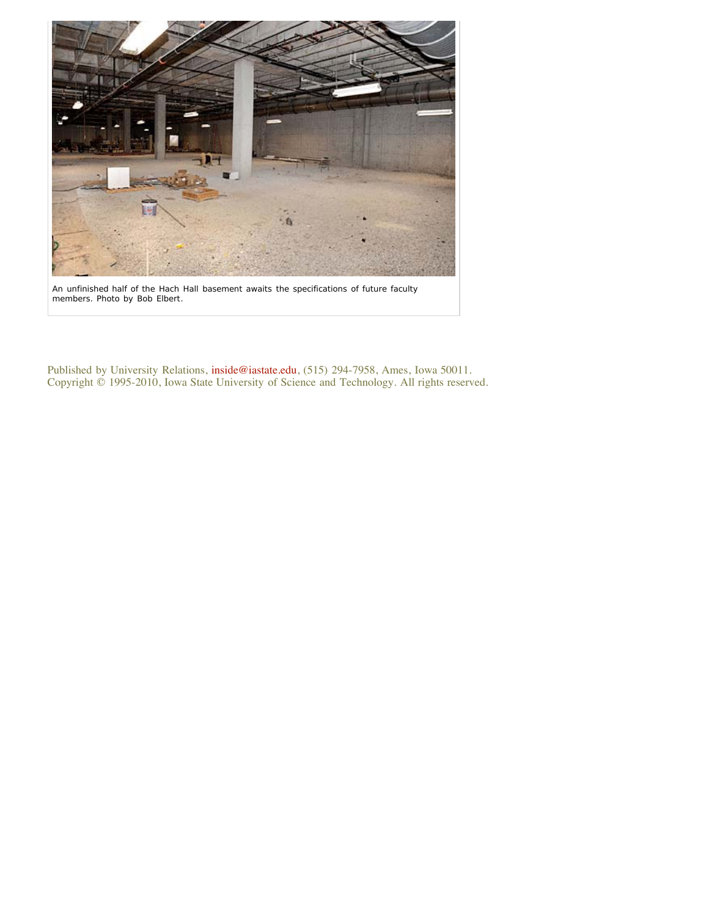An unfinished half of the Hach Hall basement awaits the specifications of future faculty members. Photo by Bob Elbert.

Published by University Relations, inside@iastate.edu, (515) 294-7958, Ames, Iowa 50011.
Copyright © 1995-2010, Iowa State University of Science and Technology. All rights reserved.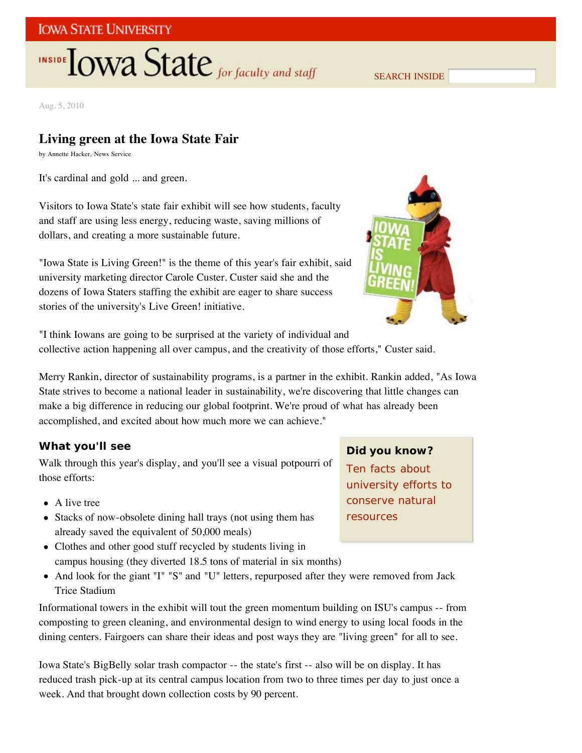Aug. 5, 2010

# Living green at the Iowa State Fair

by Annette Hacker, News Service

It's cardinal and gold ... and green.

Visitors to Iowa State's state fair exhibit will see how students, faculty and staff are using less energy, reducing waste, saving millions of dollars, and creating a more sustainable future.

"Iowa State is Living Green!" is the theme of this year's fair exhibit, said university marketing director Carole Custer. Custer said she and the dozens of Iowa Staters staffing the exhibit are eager to share success stories of the university's Live Green! initiative.

"I think Iowans are going to be surprised at the variety of individual and collective action happening all over campus, and the creativity of those efforts," Custer said.

Merry Rankin, director of sustainability programs, is a partner in the exhibit. Rankin added, "As Iowa State strives to become a national leader in sustainability, we're discovering that little changes can make a big difference in reducing our global footprint. We're proud of what has already been accomplished, and excited about how much more we can achieve."

**Did you know?**

Ten facts about university efforts to conserve natural resources

## What you'll see

Walk through this year's display, and you'll see a visual potpourri of those efforts:

- A live tree
- Stacks of now-obsolete dining hall trays (not using them has already saved the equivalent of 50,000 meals)
- Clothes and other good stuff recycled by students living in campus housing (they diverted 18.5 tons of material in six months)
- And look for the giant "I" "S" and "U" letters, repurposed after they were removed from Jack Trice Stadium

Informational towers in the exhibit will tout the green momentum building on ISU's campus -- from composting to green cleaning, and environmental design to wind energy to using local foods in the dining centers. Fairgoers can share their ideas and post ways they are "living green" for all to see.

Iowa State's BigBelly solar trash compactor -- the state's first -- also will be on display. It has reduced trash pick-up at its central campus location from two to three times per day to just once a week. And that brought down collection costs by 90 percent.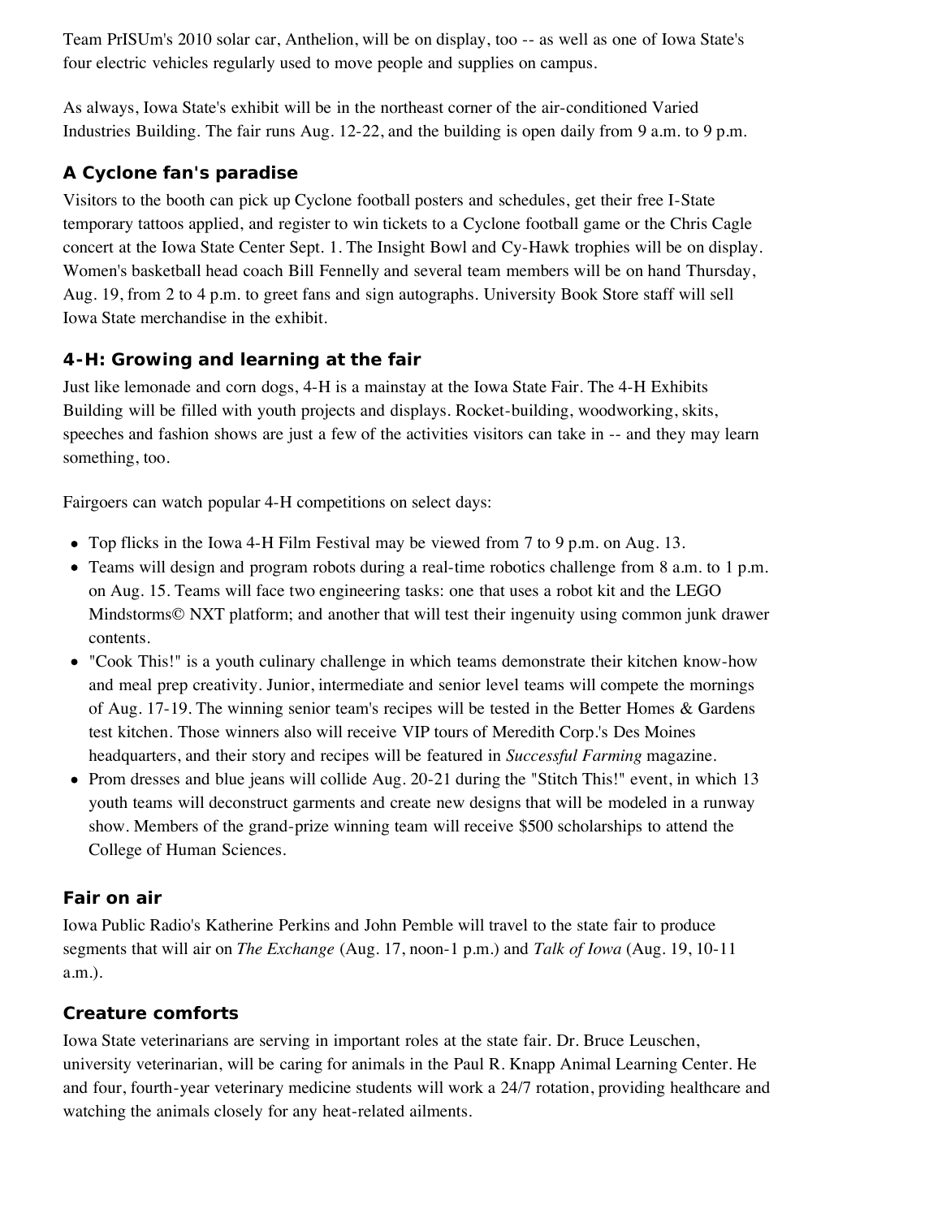Team PrISUm's 2010 solar car, Anthelion, will be on display, too -- as well as one of Iowa State's four electric vehicles regularly used to move people and supplies on campus.

As always, Iowa State's exhibit will be in the northeast corner of the air-conditioned Varied Industries Building. The fair runs Aug. 12-22, and the building is open daily from 9 a.m. to 9 p.m.

### A Cyclone fan's paradise

Visitors to the booth can pick up Cyclone football posters and schedules, get their free I-State temporary tattoos applied, and register to win tickets to a Cyclone football game or the Chris Cagle concert at the Iowa State Center Sept. 1. The Insight Bowl and Cy-Hawk trophies will be on display. Women's basketball head coach Bill Fennelly and several team members will be on hand Thursday, Aug. 19, from 2 to 4 p.m. to greet fans and sign autographs. University Book Store staff will sell Iowa State merchandise in the exhibit.

### 4-H: Growing and learning at the fair

Just like lemonade and corn dogs, 4-H is a mainstay at the Iowa State Fair. The 4-H Exhibits Building will be filled with youth projects and displays. Rocket-building, woodworking, skits, speeches and fashion shows are just a few of the activities visitors can take in -- and they may learn something, too.

Fairgoers can watch popular 4-H competitions on select days:

- Top flicks in the Iowa 4-H Film Festival may be viewed from 7 to 9 p.m. on Aug. 13.
- Teams will design and program robots during a real-time robotics challenge from 8 a.m. to 1 p.m. on Aug. 15. Teams will face two engineering tasks: one that uses a robot kit and the LEGO Mindstorms© NXT platform; and another that will test their ingenuity using common junk drawer contents.
- "Cook This!" is a youth culinary challenge in which teams demonstrate their kitchen know-how and meal prep creativity. Junior, intermediate and senior level teams will compete the mornings of Aug. 17-19. The winning senior team's recipes will be tested in the Better Homes & Gardens test kitchen. Those winners also will receive VIP tours of Meredith Corp.'s Des Moines headquarters, and their story and recipes will be featured in *Successful Farming* magazine.
- Prom dresses and blue jeans will collide Aug. 20-21 during the "Stitch This!" event, in which 13 youth teams will deconstruct garments and create new designs that will be modeled in a runway show. Members of the grand-prize winning team will receive $500 scholarships to attend the College of Human Sciences.

### Fair on air

Iowa Public Radio's Katherine Perkins and John Pemble will travel to the state fair to produce segments that will air on *The Exchange* (Aug. 17, noon-1 p.m.) and *Talk of Iowa* (Aug. 19, 10-11 a.m.).

### Creature comforts

Iowa State veterinarians are serving in important roles at the state fair. Dr. Bruce Leuschen, university veterinarian, will be caring for animals in the Paul R. Knapp Animal Learning Center. He and four, fourth-year veterinary medicine students will work a 24/7 rotation, providing healthcare and watching the animals closely for any heat-related ailments.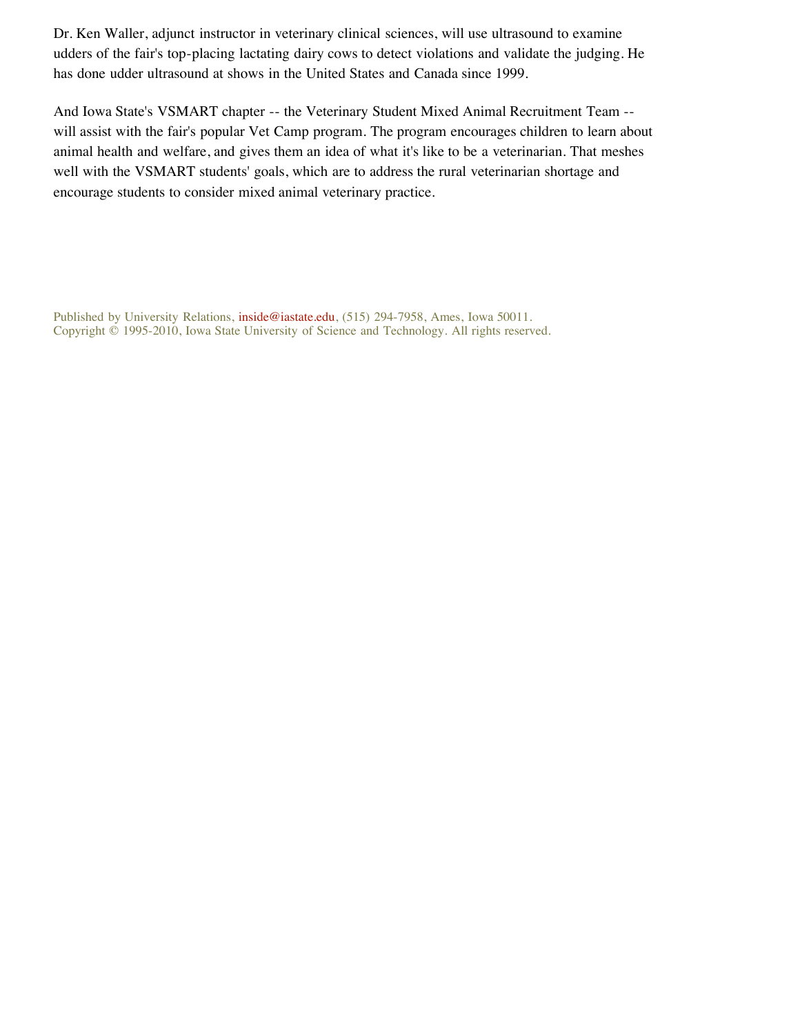Dr. Ken Waller, adjunct instructor in veterinary clinical sciences, will use ultrasound to examine udders of the fair's top-placing lactating dairy cows to detect violations and validate the judging. He has done udder ultrasound at shows in the United States and Canada since 1999.

And Iowa State's VSMART chapter -- the Veterinary Student Mixed Animal Recruitment Team -- will assist with the fair's popular Vet Camp program. The program encourages children to learn about animal health and welfare, and gives them an idea of what it's like to be a veterinarian. That meshes well with the VSMART students' goals, which are to address the rural veterinarian shortage and encourage students to consider mixed animal veterinary practice.

Published by University Relations, inside@iastate.edu, (515) 294-7958, Ames, Iowa 50011.
Copyright © 1995-2010, Iowa State University of Science and Technology. All rights reserved.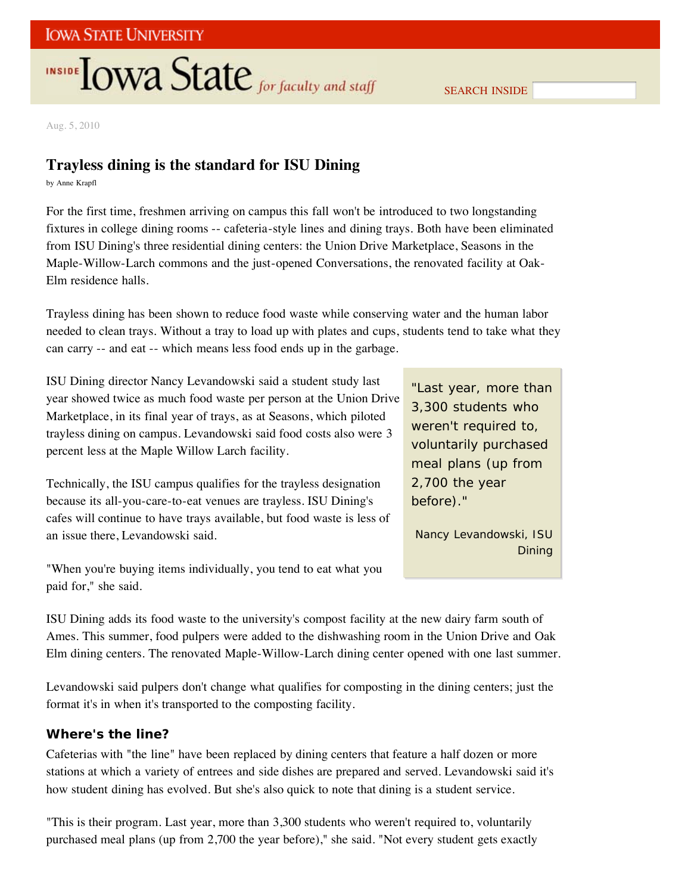Aug. 5, 2010

# Trayless dining is the standard for ISU Dining

by Anne Krapfl

For the first time, freshmen arriving on campus this fall won't be introduced to two longstanding fixtures in college dining rooms -- cafeteria-style lines and dining trays. Both have been eliminated from ISU Dining's three residential dining centers: the Union Drive Marketplace, Seasons in the Maple-Willow-Larch commons and the just-opened Conversations, the renovated facility at Oak-Elm residence halls.

Trayless dining has been shown to reduce food waste while conserving water and the human labor needed to clean trays. Without a tray to load up with plates and cups, students tend to take what they can carry -- and eat -- which means less food ends up in the garbage.

ISU Dining director Nancy Levandowski said a student study last year showed twice as much food waste per person at the Union Drive Marketplace, in its final year of trays, as at Seasons, which piloted trayless dining on campus. Levandowski said food costs also were 3 percent less at the Maple Willow Larch facility.

> "Last year, more than 3,300 students who weren't required to, voluntarily purchased meal plans (up from 2,700 the year before)."
>
> Nancy Levandowski, ISU Dining

Technically, the ISU campus qualifies for the trayless designation because its all-you-care-to-eat venues are trayless. ISU Dining's cafes will continue to have trays available, but food waste is less of an issue there, Levandowski said.

"When you're buying items individually, you tend to eat what you paid for," she said.

ISU Dining adds its food waste to the university's compost facility at the new dairy farm south of Ames. This summer, food pulpers were added to the dishwashing room in the Union Drive and Oak Elm dining centers. The renovated Maple-Willow-Larch dining center opened with one last summer.

Levandowski said pulpers don't change what qualifies for composting in the dining centers; just the format it's in when it's transported to the composting facility.

### Where's the line?

Cafeterias with "the line" have been replaced by dining centers that feature a half dozen or more stations at which a variety of entrees and side dishes are prepared and served. Levandowski said it's how student dining has evolved. But she's also quick to note that dining is a student service.

"This is their program. Last year, more than 3,300 students who weren't required to, voluntarily purchased meal plans (up from 2,700 the year before)," she said. "Not every student gets exactly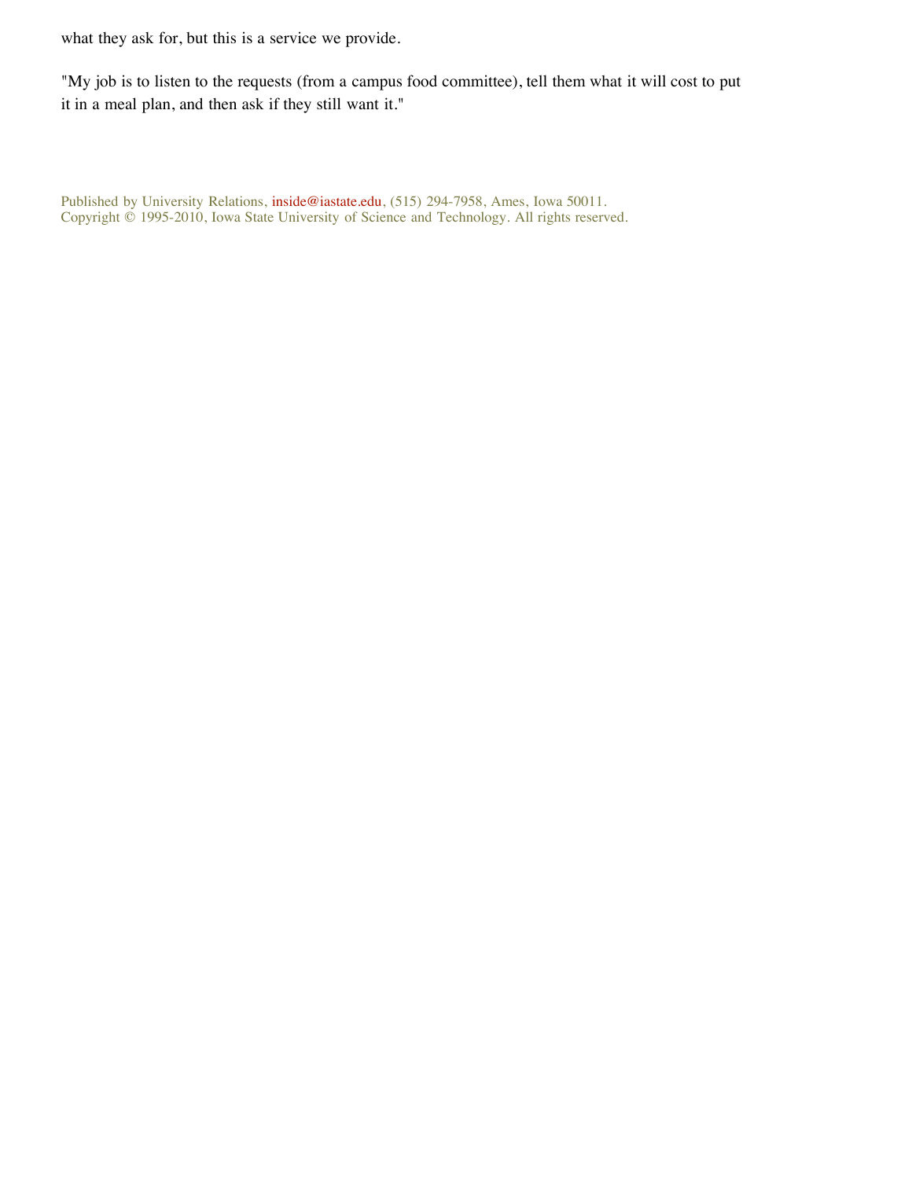what they ask for, but this is a service we provide.

"My job is to listen to the requests (from a campus food committee), tell them what it will cost to put it in a meal plan, and then ask if they still want it."

Published by University Relations, inside@iastate.edu, (515) 294-7958, Ames, Iowa 50011.
Copyright © 1995-2010, Iowa State University of Science and Technology. All rights reserved.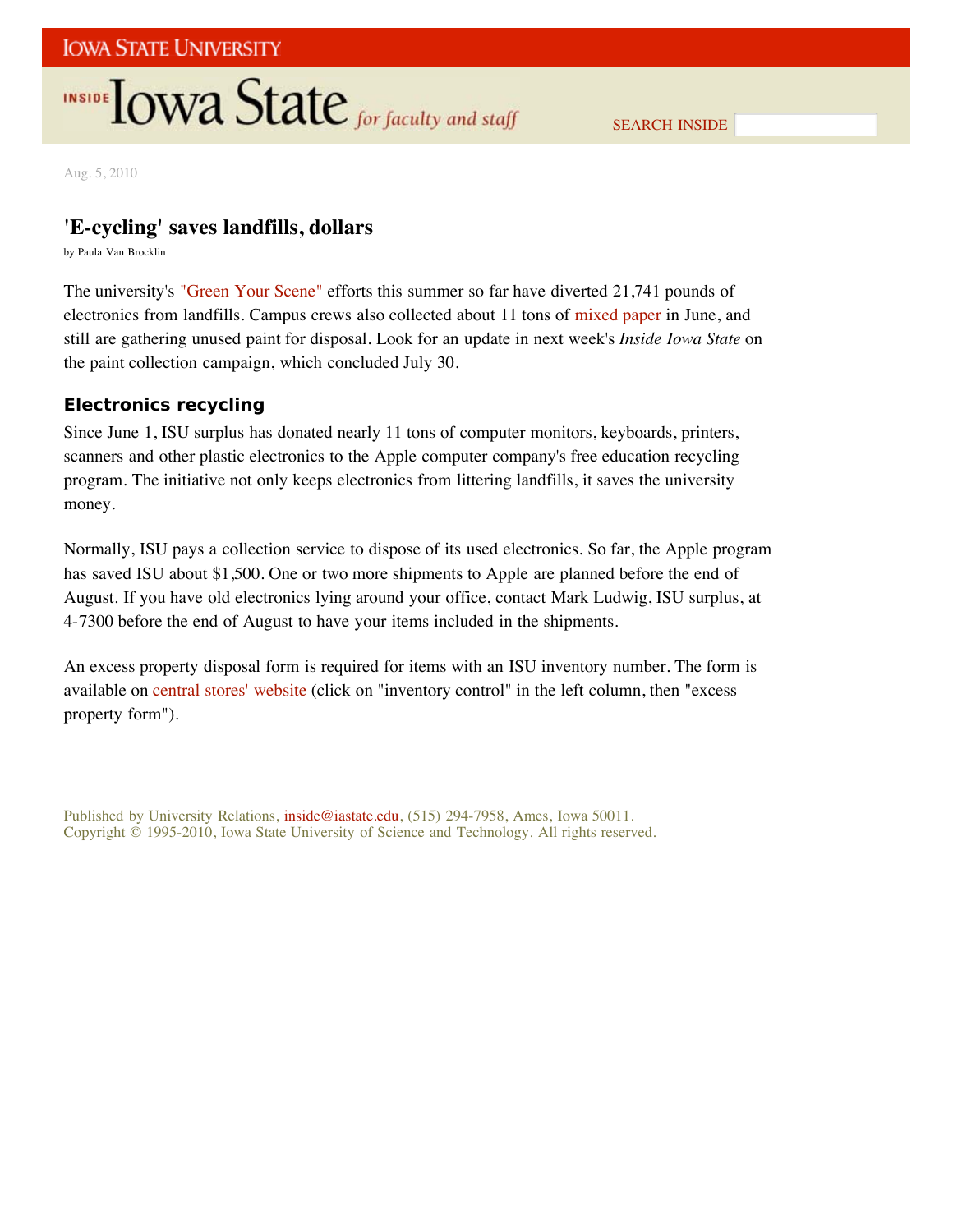Aug. 5, 2010

# 'E-cycling' saves landfills, dollars

by Paula Van Brocklin

The university's "Green Your Scene" efforts this summer so far have diverted 21,741 pounds of electronics from landfills. Campus crews also collected about 11 tons of mixed paper in June, and still are gathering unused paint for disposal. Look for an update in next week's *Inside Iowa State* on the paint collection campaign, which concluded July 30.

## Electronics recycling

Since June 1, ISU surplus has donated nearly 11 tons of computer monitors, keyboards, printers, scanners and other plastic electronics to the Apple computer company's free education recycling program. The initiative not only keeps electronics from littering landfills, it saves the university money.

Normally, ISU pays a collection service to dispose of its used electronics. So far, the Apple program has saved ISU about $1,500. One or two more shipments to Apple are planned before the end of August. If you have old electronics lying around your office, contact Mark Ludwig, ISU surplus, at 4-7300 before the end of August to have your items included in the shipments.

An excess property disposal form is required for items with an ISU inventory number. The form is available on central stores' website (click on "inventory control" in the left column, then "excess property form").

Published by University Relations, inside@iastate.edu, (515) 294-7958, Ames, Iowa 50011.
Copyright © 1995-2010, Iowa State University of Science and Technology. All rights reserved.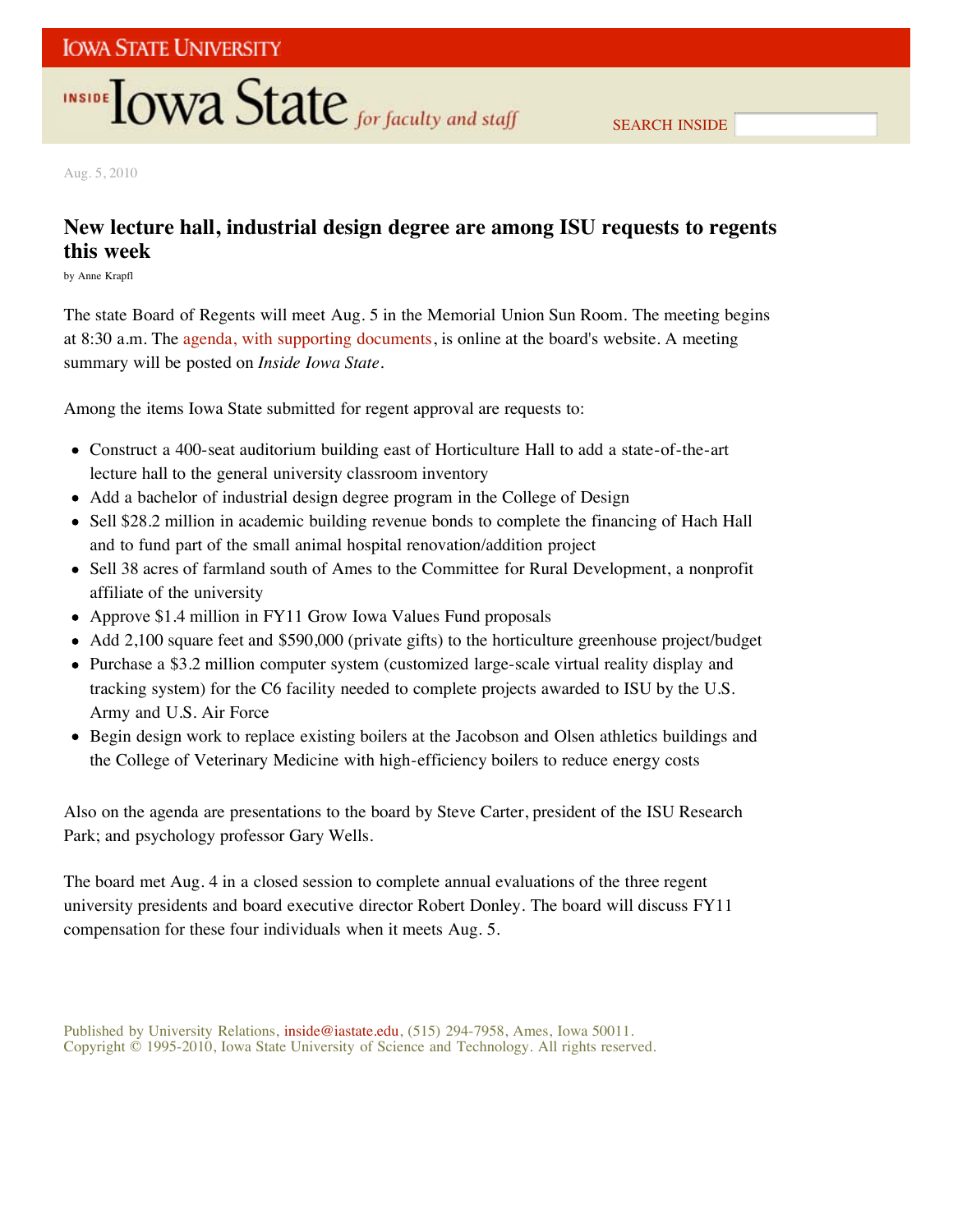Aug. 5, 2010

## New lecture hall, industrial design degree are among ISU requests to regents this week

by Anne Krapfl

The state Board of Regents will meet Aug. 5 in the Memorial Union Sun Room. The meeting begins at 8:30 a.m. The agenda, with supporting documents, is online at the board's website. A meeting summary will be posted on *Inside Iowa State*.

Among the items Iowa State submitted for regent approval are requests to:

- Construct a 400-seat auditorium building east of Horticulture Hall to add a state-of-the-art lecture hall to the general university classroom inventory
- Add a bachelor of industrial design degree program in the College of Design
- Sell $28.2 million in academic building revenue bonds to complete the financing of Hach Hall and to fund part of the small animal hospital renovation/addition project
- Sell 38 acres of farmland south of Ames to the Committee for Rural Development, a nonprofit affiliate of the university
- Approve $1.4 million in FY11 Grow Iowa Values Fund proposals
- Add 2,100 square feet and $590,000 (private gifts) to the horticulture greenhouse project/budget
- Purchase a $3.2 million computer system (customized large-scale virtual reality display and tracking system) for the C6 facility needed to complete projects awarded to ISU by the U.S. Army and U.S. Air Force
- Begin design work to replace existing boilers at the Jacobson and Olsen athletics buildings and the College of Veterinary Medicine with high-efficiency boilers to reduce energy costs

Also on the agenda are presentations to the board by Steve Carter, president of the ISU Research Park; and psychology professor Gary Wells.

The board met Aug. 4 in a closed session to complete annual evaluations of the three regent university presidents and board executive director Robert Donley. The board will discuss FY11 compensation for these four individuals when it meets Aug. 5.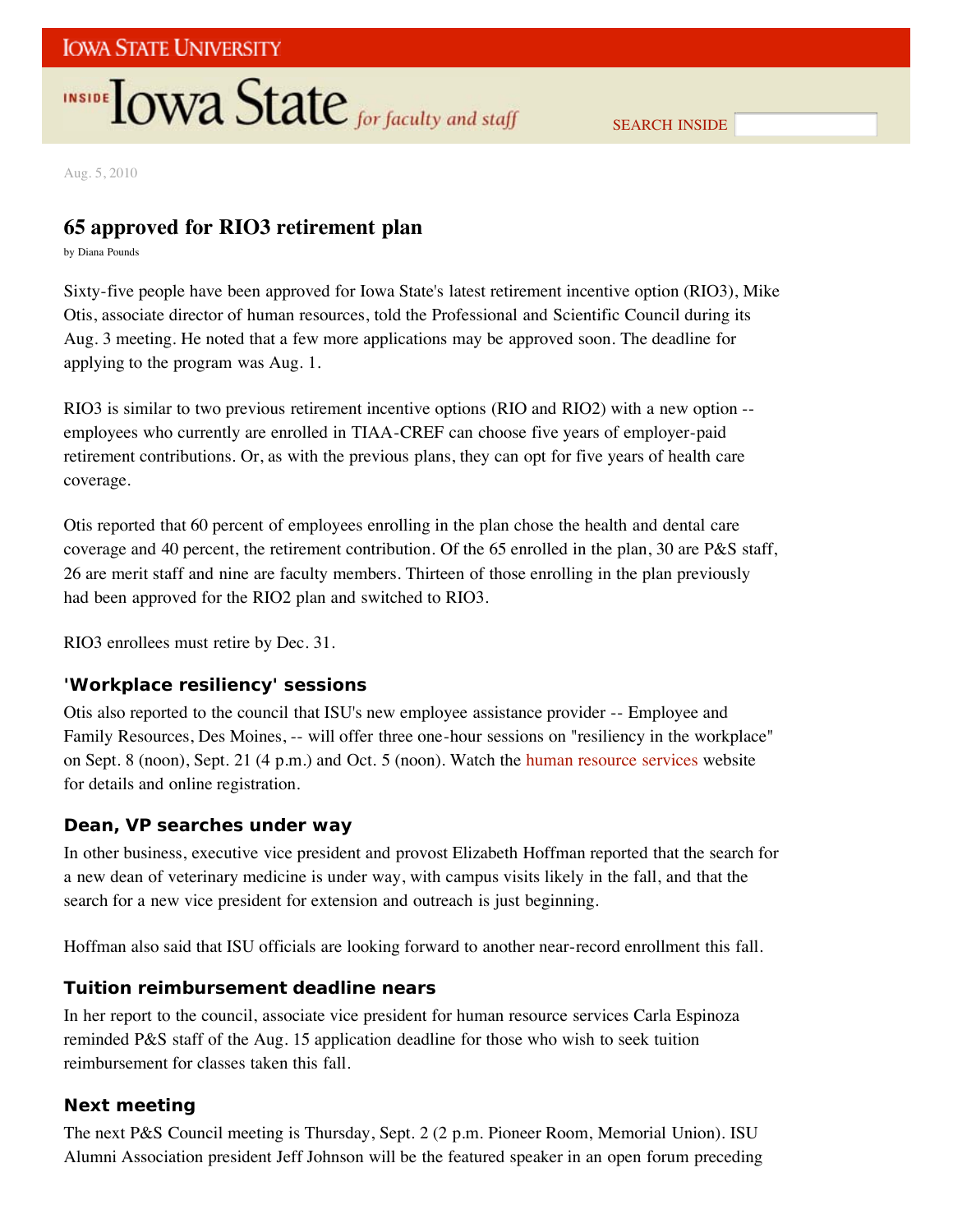Aug. 5, 2010

## 65 approved for RIO3 retirement plan

by Diana Pounds

Sixty-five people have been approved for Iowa State's latest retirement incentive option (RIO3), Mike Otis, associate director of human resources, told the Professional and Scientific Council during its Aug. 3 meeting. He noted that a few more applications may be approved soon. The deadline for applying to the program was Aug. 1.

RIO3 is similar to two previous retirement incentive options (RIO and RIO2) with a new option -- employees who currently are enrolled in TIAA-CREF can choose five years of employer-paid retirement contributions. Or, as with the previous plans, they can opt for five years of health care coverage.

Otis reported that 60 percent of employees enrolling in the plan chose the health and dental care coverage and 40 percent, the retirement contribution. Of the 65 enrolled in the plan, 30 are P&S staff, 26 are merit staff and nine are faculty members. Thirteen of those enrolling in the plan previously had been approved for the RIO2 plan and switched to RIO3.

RIO3 enrollees must retire by Dec. 31.

### 'Workplace resiliency' sessions

Otis also reported to the council that ISU's new employee assistance provider -- Employee and Family Resources, Des Moines, -- will offer three one-hour sessions on "resiliency in the workplace" on Sept. 8 (noon), Sept. 21 (4 p.m.) and Oct. 5 (noon). Watch the human resource services website for details and online registration.

### Dean, VP searches under way

In other business, executive vice president and provost Elizabeth Hoffman reported that the search for a new dean of veterinary medicine is under way, with campus visits likely in the fall, and that the search for a new vice president for extension and outreach is just beginning.

Hoffman also said that ISU officials are looking forward to another near-record enrollment this fall.

### Tuition reimbursement deadline nears

In her report to the council, associate vice president for human resource services Carla Espinoza reminded P&S staff of the Aug. 15 application deadline for those who wish to seek tuition reimbursement for classes taken this fall.

### Next meeting

The next P&S Council meeting is Thursday, Sept. 2 (2 p.m. Pioneer Room, Memorial Union). ISU Alumni Association president Jeff Johnson will be the featured speaker in an open forum preceding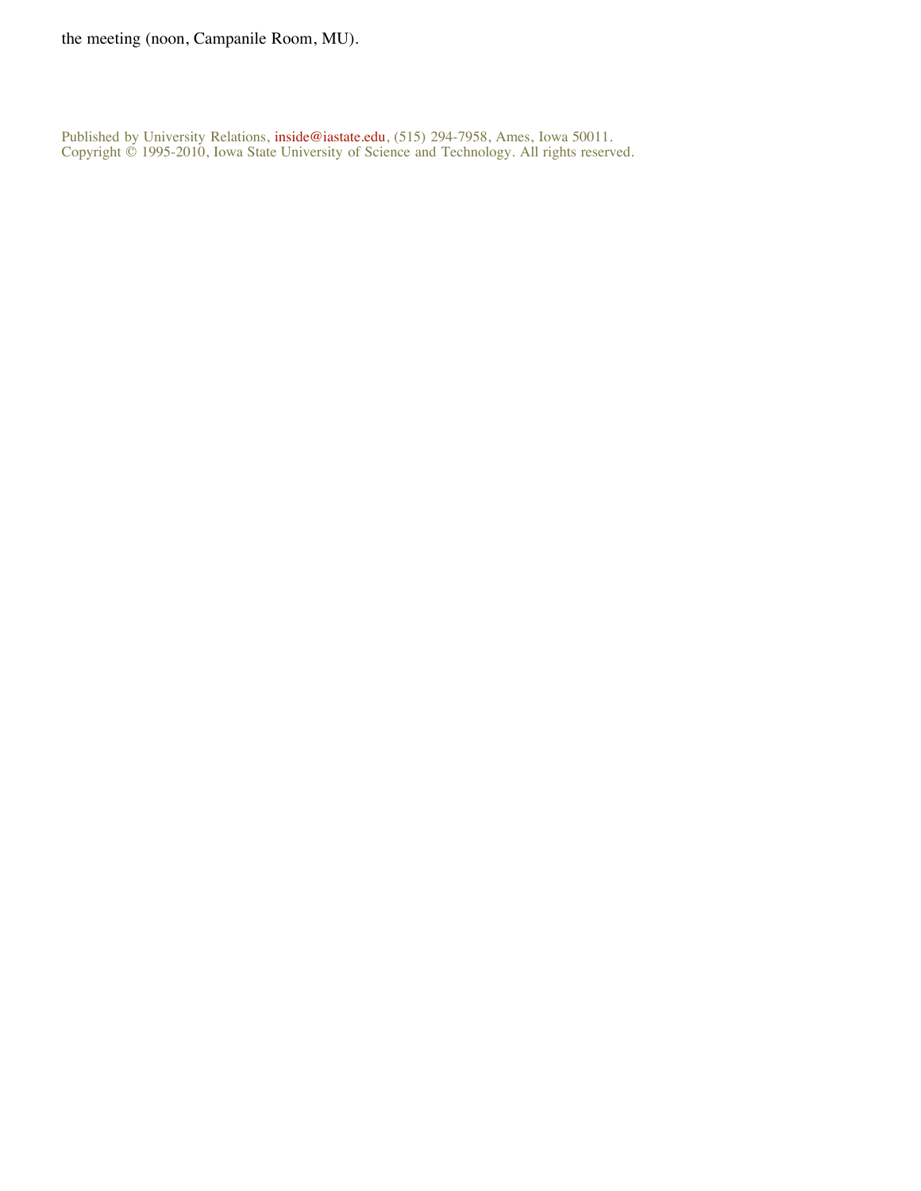the meeting (noon, Campanile Room, MU).

Published by University Relations, inside@iastate.edu, (515) 294-7958, Ames, Iowa 50011.
Copyright © 1995-2010, Iowa State University of Science and Technology. All rights reserved.